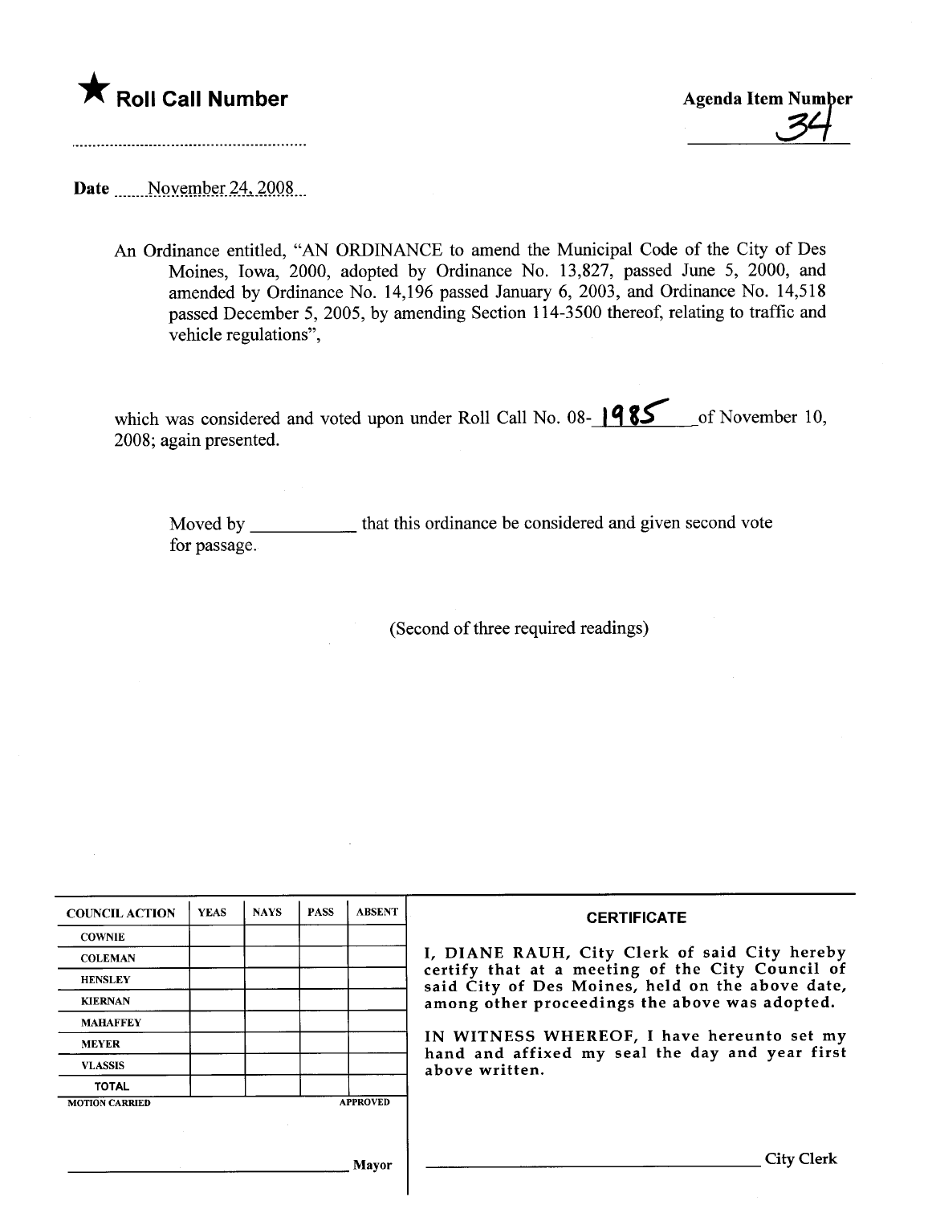★ **Roll Call Number**

..........................................................

**Agenda Item Number**

34

**Date** November 24, 2008

An Ordinance entitled, "AN ORDINANCE to amend the Municipal Code of the City of Des Moines, Iowa, 2000, adopted by Ordinance No. 13,827, passed June 5, 2000, and amended by Ordinance No. 14,196 passed January 6, 2003, and Ordinance No. 14,518 passed December 5, 2005, by amending Section 114-3500 thereof, relating to traffic and vehicle regulations",

which was considered and voted upon under Roll Call No. 08-1985 of November 10, 2008; again presented.

Moved by ____________ that this ordinance be considered and given second vote for passage.

(Second of three required readings)

| COUNCIL ACTION | YEAS | NAYS | PASS | ABSENT |
|---|---|---|---|---|
| COWNIE | | | | |
| COLEMAN | | | | |
| HENSLEY | | | | |
| KIERNAN | | | | |
| MAHAFFEY | | | | |
| MEYER | | | | |
| VLASSIS | | | | |
| TOTAL | | | | |

MOTION CARRIED APPROVED

______________________________ Mayor

**CERTIFICATE**

I, DIANE RAUH, City Clerk of said City hereby certify that at a meeting of the City Council of said City of Des Moines, held on the above date, among other proceedings the above was adopted.

IN WITNESS WHEREOF, I have hereunto set my hand and affixed my seal the day and year first above written.

______________________________ City Clerk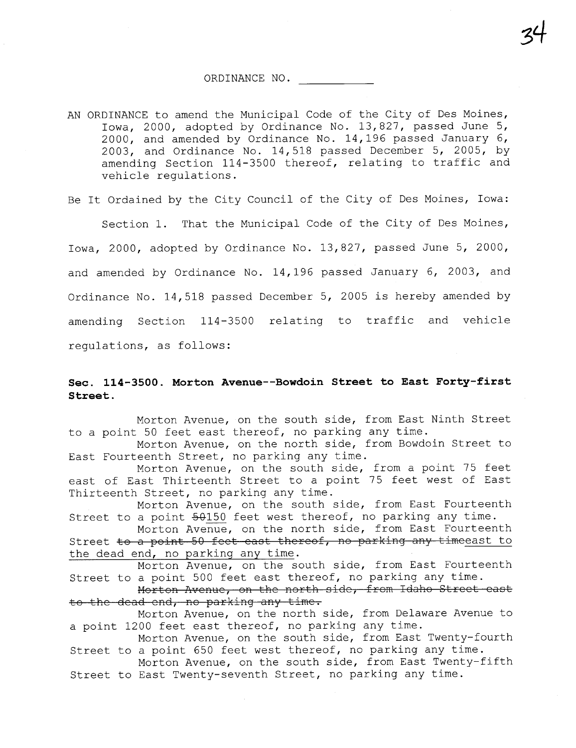ORDINANCE NO. ___________

AN ORDINANCE to amend the Municipal Code of the City of Des Moines, Iowa, 2000, adopted by Ordinance No. 13,827, passed June 5, 2000, and amended by Ordinance No. 14,196 passed January 6, 2003, and Ordinance No. 14,518 passed December 5, 2005, by amending Section 114-3500 thereof, relating to traffic and vehicle regulations.

Be It Ordained by the City Council of the City of Des Moines, Iowa:

Section 1. That the Municipal Code of the City of Des Moines, Iowa, 2000, adopted by Ordinance No. 13,827, passed June 5, 2000, and amended by Ordinance No. 14,196 passed January 6, 2003, and Ordinance No. 14,518 passed December 5, 2005 is hereby amended by amending Section 114-3500 relating to traffic and vehicle regulations, as follows:

**Sec. 114-3500. Morton Avenue--Bowdoin Street to East Forty-first Street.**

Morton Avenue, on the south side, from East Ninth Street to a point 50 feet east thereof, no parking any time.

Morton Avenue, on the north side, from Bowdoin Street to East Fourteenth Street, no parking any time.

Morton Avenue, on the south side, from a point 75 feet east of East Thirteenth Street to a point 75 feet west of East Thirteenth Street, no parking any time.

Morton Avenue, on the south side, from East Fourteenth Street to a point ~~50~~150 feet west thereof, no parking any time.

Morton Avenue, on the north side, from East Fourteenth Street ~~to a point 50 feet east thereof, no parking any time~~east to the dead end, no parking any time.

Morton Avenue, on the south side, from East Fourteenth Street to a point 500 feet east thereof, no parking any time.

~~Morton Avenue, on the north side, from Idaho Street east to the dead end, no parking any time.~~

Morton Avenue, on the north side, from Delaware Avenue to a point 1200 feet east thereof, no parking any time.

Morton Avenue, on the south side, from East Twenty-fourth Street to a point 650 feet west thereof, no parking any time.

Morton Avenue, on the south side, from East Twenty-fifth Street to East Twenty-seventh Street, no parking any time.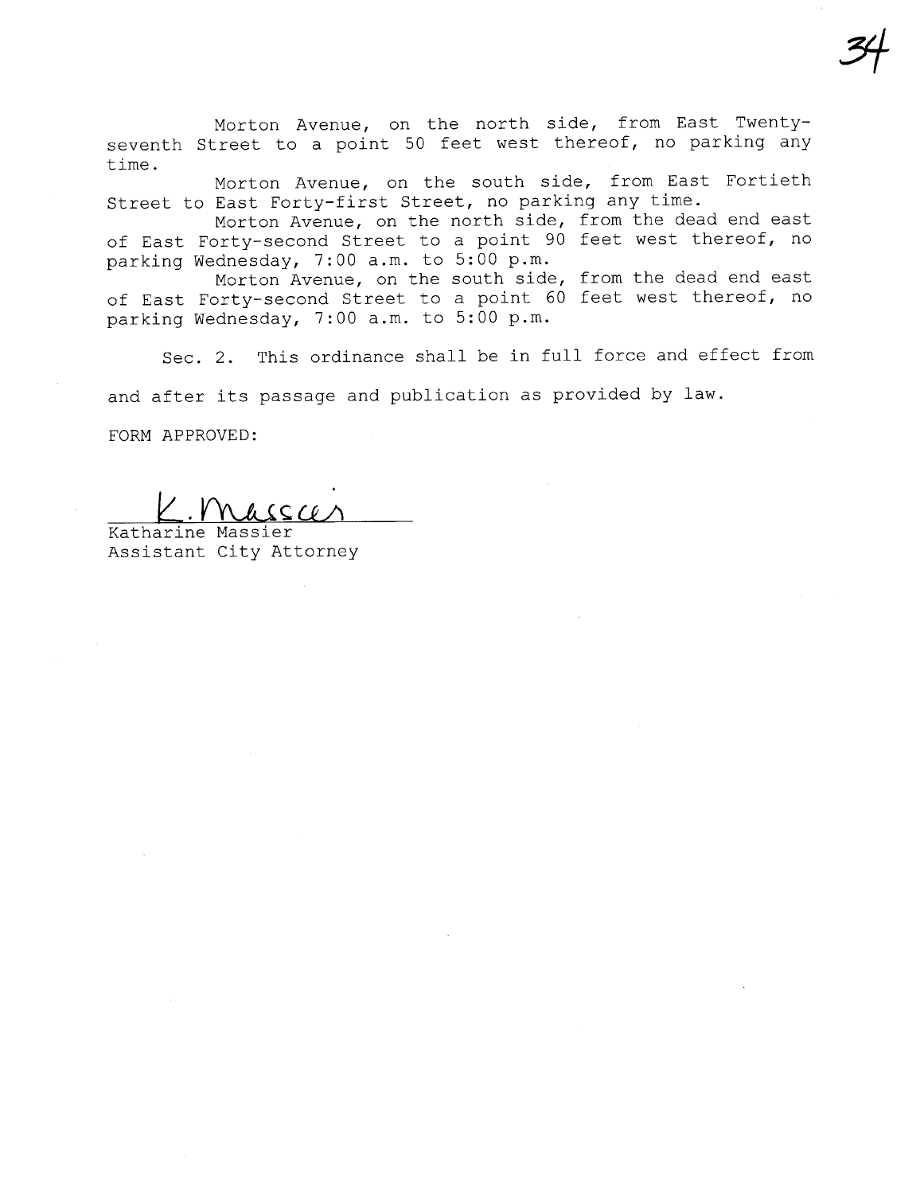Morton Avenue, on the north side, from East Twenty-seventh Street to a point 50 feet west thereof, no parking any time.

Morton Avenue, on the south side, from East Fortieth Street to East Forty-first Street, no parking any time.

Morton Avenue, on the north side, from the dead end east of East Forty-second Street to a point 90 feet west thereof, no parking Wednesday, 7:00 a.m. to 5:00 p.m.

Morton Avenue, on the south side, from the dead end east of East Forty-second Street to a point 60 feet west thereof, no parking Wednesday, 7:00 a.m. to 5:00 p.m.

Sec. 2. This ordinance shall be in full force and effect from and after its passage and publication as provided by law.

FORM APPROVED:

K. Massier

Katharine Massier
Assistant City Attorney